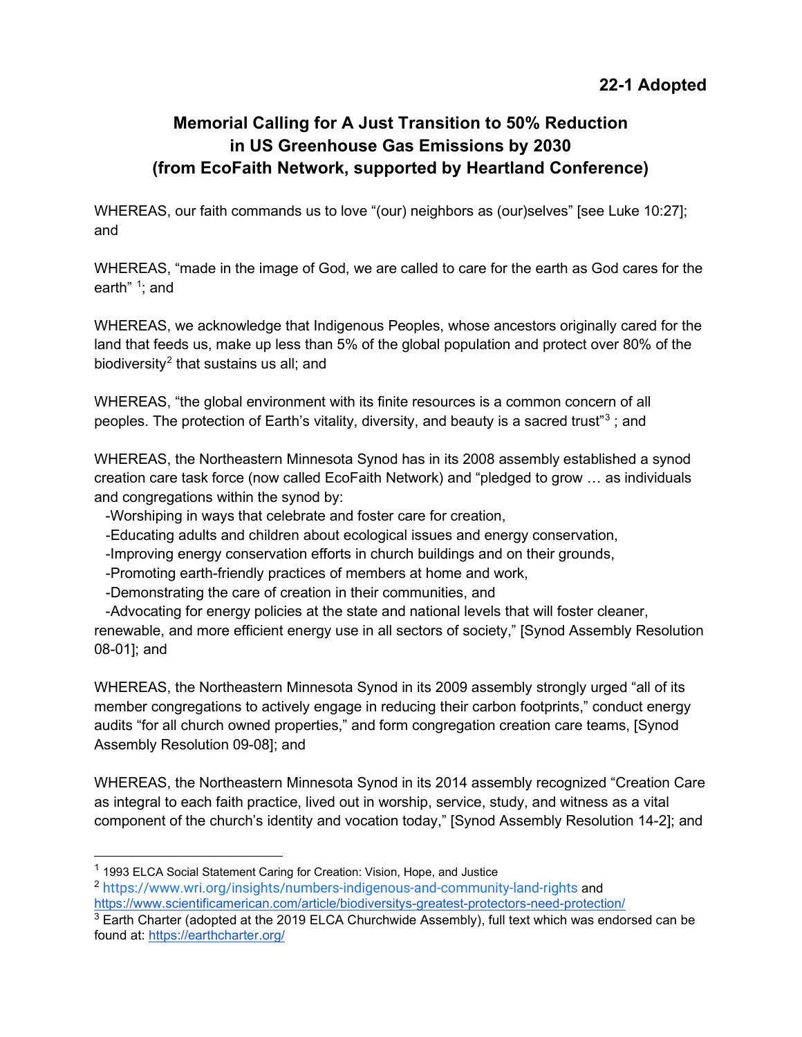**22-1 Adopted**

# Memorial Calling for A Just Transition to 50% Reduction in US Greenhouse Gas Emissions by 2030 (from EcoFaith Network, supported by Heartland Conference)

WHEREAS, our faith commands us to love "(our) neighbors as (our)selves" [see Luke 10:27]; and

WHEREAS, "made in the image of God, we are called to care for the earth as God cares for the earth" [1]; and

WHEREAS, we acknowledge that Indigenous Peoples, whose ancestors originally cared for the land that feeds us, make up less than 5% of the global population and protect over 80% of the biodiversity[2] that sustains us all; and

WHEREAS, "the global environment with its finite resources is a common concern of all peoples. The protection of Earth's vitality, diversity, and beauty is a sacred trust"[3] ; and

WHEREAS, the Northeastern Minnesota Synod has in its 2008 assembly established a synod creation care task force (now called EcoFaith Network) and "pledged to grow … as individuals and congregations within the synod by:

-Worshiping in ways that celebrate and foster care for creation,
-Educating adults and children about ecological issues and energy conservation,
-Improving energy conservation efforts in church buildings and on their grounds,
-Promoting earth-friendly practices of members at home and work,
-Demonstrating the care of creation in their communities, and
-Advocating for energy policies at the state and national levels that will foster cleaner, renewable, and more efficient energy use in all sectors of society," [Synod Assembly Resolution 08-01]; and

WHEREAS, the Northeastern Minnesota Synod in its 2009 assembly strongly urged "all of its member congregations to actively engage in reducing their carbon footprints," conduct energy audits "for all church owned properties," and form congregation creation care teams, [Synod Assembly Resolution 09-08]; and

WHEREAS, the Northeastern Minnesota Synod in its 2014 assembly recognized "Creation Care as integral to each faith practice, lived out in worship, service, study, and witness as a vital component of the church's identity and vocation today," [Synod Assembly Resolution 14-2]; and

---

[1] 1993 ELCA Social Statement Caring for Creation: Vision, Hope, and Justice

[2] https://www.wri.org/insights/numbers-indigenous-and-community-land-rights and https://www.scientificamerican.com/article/biodiversitys-greatest-protectors-need-protection/

[3] Earth Charter (adopted at the 2019 ELCA Churchwide Assembly), full text which was endorsed can be found at: https://earthcharter.org/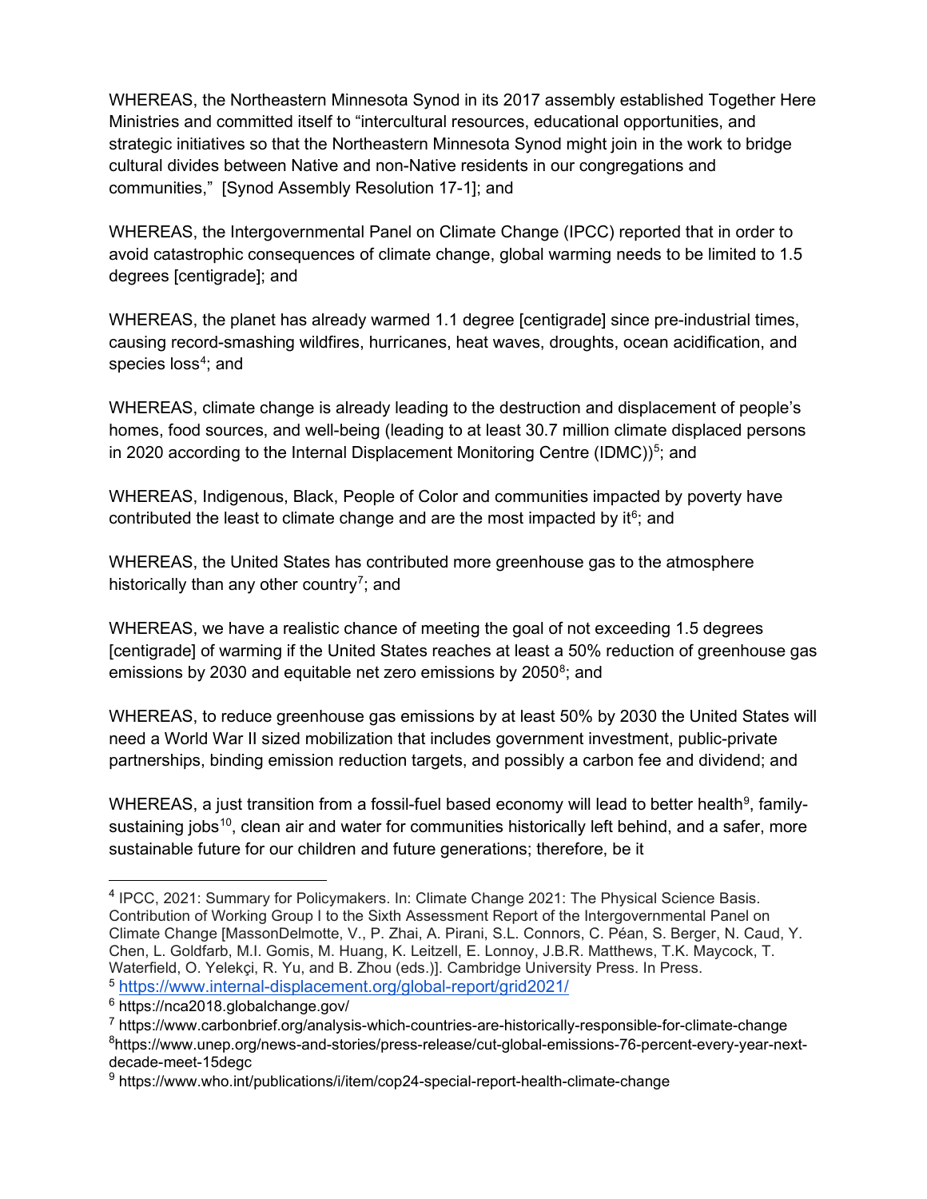WHEREAS, the Northeastern Minnesota Synod in its 2017 assembly established Together Here Ministries and committed itself to "intercultural resources, educational opportunities, and strategic initiatives so that the Northeastern Minnesota Synod might join in the work to bridge cultural divides between Native and non-Native residents in our congregations and communities," [Synod Assembly Resolution 17-1]; and

WHEREAS, the Intergovernmental Panel on Climate Change (IPCC) reported that in order to avoid catastrophic consequences of climate change, global warming needs to be limited to 1.5 degrees [centigrade]; and

WHEREAS, the planet has already warmed 1.1 degree [centigrade] since pre-industrial times, causing record-smashing wildfires, hurricanes, heat waves, droughts, ocean acidification, and species loss[4]; and

WHEREAS, climate change is already leading to the destruction and displacement of people's homes, food sources, and well-being (leading to at least 30.7 million climate displaced persons in 2020 according to the Internal Displacement Monitoring Centre (IDMC))[5]; and

WHEREAS, Indigenous, Black, People of Color and communities impacted by poverty have contributed the least to climate change and are the most impacted by it[6]; and

WHEREAS, the United States has contributed more greenhouse gas to the atmosphere historically than any other country[7]; and

WHEREAS, we have a realistic chance of meeting the goal of not exceeding 1.5 degrees [centigrade] of warming if the United States reaches at least a 50% reduction of greenhouse gas emissions by 2030 and equitable net zero emissions by 2050[8]; and

WHEREAS, to reduce greenhouse gas emissions by at least 50% by 2030 the United States will need a World War II sized mobilization that includes government investment, public-private partnerships, binding emission reduction targets, and possibly a carbon fee and dividend; and

WHEREAS, a just transition from a fossil-fuel based economy will lead to better health[9], family-sustaining jobs[10], clean air and water for communities historically left behind, and a safer, more sustainable future for our children and future generations; therefore, be it

---

[4] IPCC, 2021: Summary for Policymakers. In: Climate Change 2021: The Physical Science Basis. Contribution of Working Group I to the Sixth Assessment Report of the Intergovernmental Panel on Climate Change [MassonDelmotte, V., P. Zhai, A. Pirani, S.L. Connors, C. Péan, S. Berger, N. Caud, Y. Chen, L. Goldfarb, M.I. Gomis, M. Huang, K. Leitzell, E. Lonnoy, J.B.R. Matthews, T.K. Maycock, T. Waterfield, O. Yelekçi, R. Yu, and B. Zhou (eds.)]. Cambridge University Press. In Press.

[5] https://www.internal-displacement.org/global-report/grid2021/

[6] https://nca2018.globalchange.gov/

[7] https://www.carbonbrief.org/analysis-which-countries-are-historically-responsible-for-climate-change

[8] https://www.unep.org/news-and-stories/press-release/cut-global-emissions-76-percent-every-year-next-decade-meet-15degc

[9] https://www.who.int/publications/i/item/cop24-special-report-health-climate-change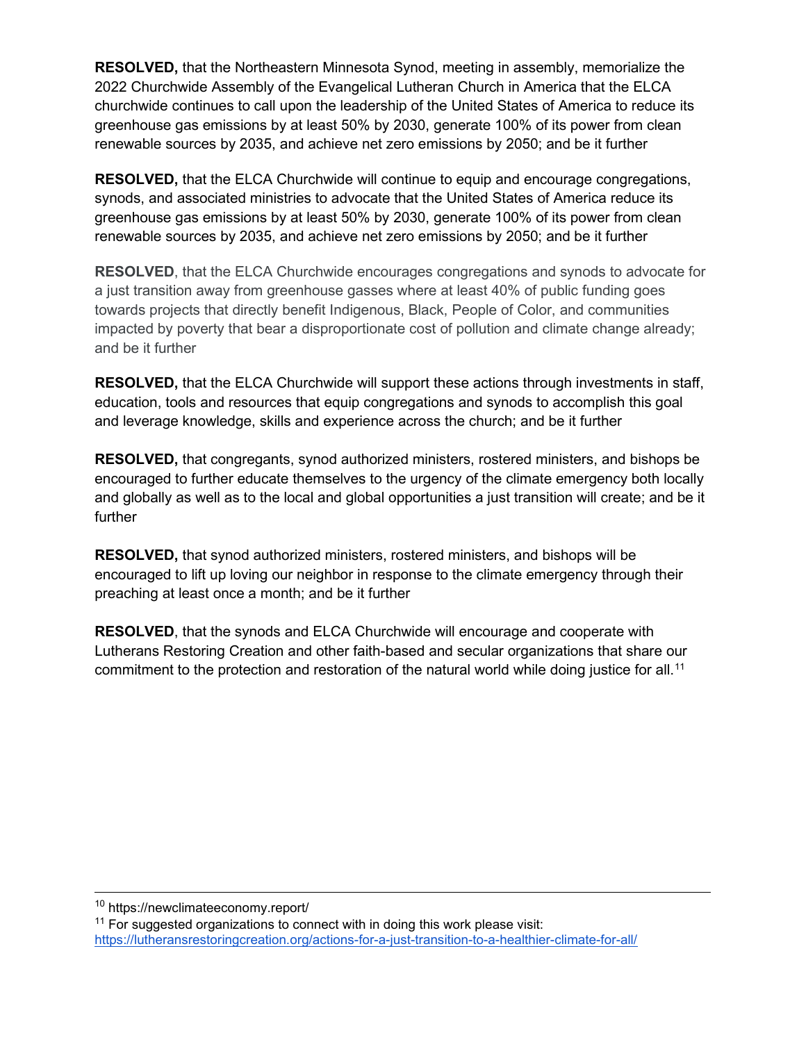**RESOLVED,** that the Northeastern Minnesota Synod, meeting in assembly, memorialize the 2022 Churchwide Assembly of the Evangelical Lutheran Church in America that the ELCA churchwide continues to call upon the leadership of the United States of America to reduce its greenhouse gas emissions by at least 50% by 2030, generate 100% of its power from clean renewable sources by 2035, and achieve net zero emissions by 2050; and be it further

**RESOLVED,** that the ELCA Churchwide will continue to equip and encourage congregations, synods, and associated ministries to advocate that the United States of America reduce its greenhouse gas emissions by at least 50% by 2030, generate 100% of its power from clean renewable sources by 2035, and achieve net zero emissions by 2050; and be it further

**RESOLVED**, that the ELCA Churchwide encourages congregations and synods to advocate for a just transition away from greenhouse gasses where at least 40% of public funding goes towards projects that directly benefit Indigenous, Black, People of Color, and communities impacted by poverty that bear a disproportionate cost of pollution and climate change already; and be it further

**RESOLVED,** that the ELCA Churchwide will support these actions through investments in staff, education, tools and resources that equip congregations and synods to accomplish this goal and leverage knowledge, skills and experience across the church; and be it further

**RESOLVED,** that congregants, synod authorized ministers, rostered ministers, and bishops be encouraged to further educate themselves to the urgency of the climate emergency both locally and globally as well as to the local and global opportunities a just transition will create; and be it further

**RESOLVED,** that synod authorized ministers, rostered ministers, and bishops will be encouraged to lift up loving our neighbor in response to the climate emergency through their preaching at least once a month; and be it further

**RESOLVED**, that the synods and ELCA Churchwide will encourage and cooperate with Lutherans Restoring Creation and other faith-based and secular organizations that share our commitment to the protection and restoration of the natural world while doing justice for all.[11]

---

[10] https://newclimateeconomy.report/

[11] For suggested organizations to connect with in doing this work please visit: https://lutheransrestoringcreation.org/actions-for-a-just-transition-to-a-healthier-climate-for-all/